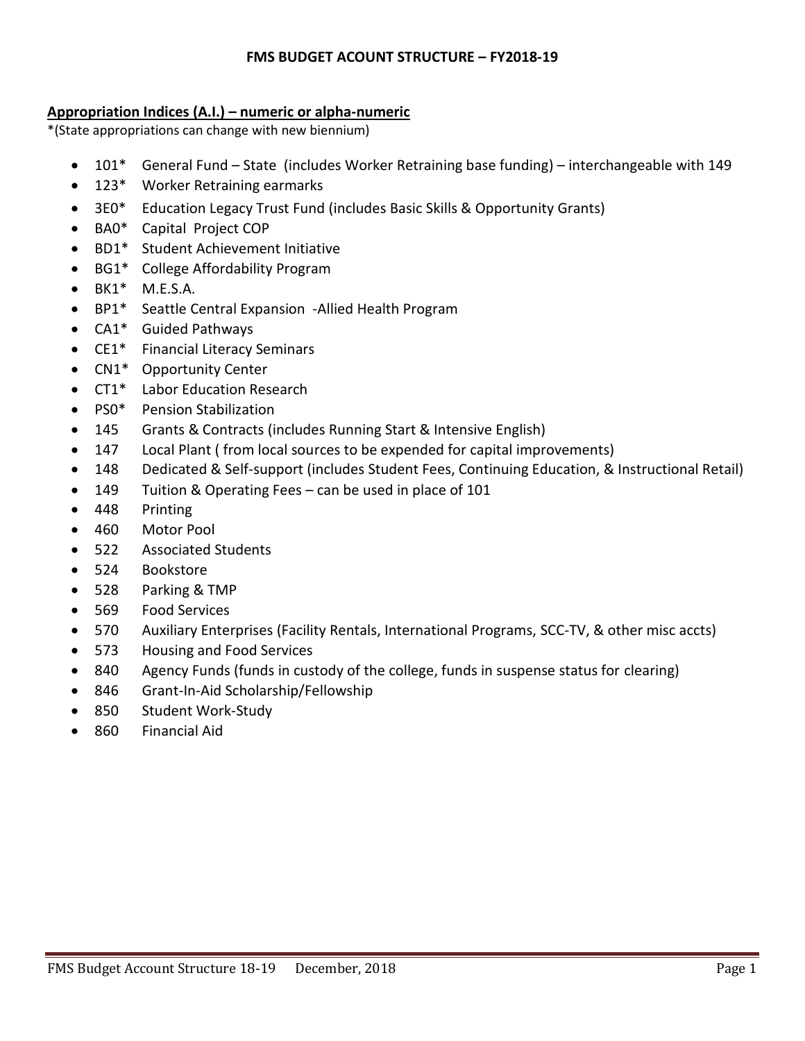# FMS BUDGET ACOUNT STRUCTURE – FY2018-19

**Appropriation Indices (A.I.) – numeric or alpha-numeric**

*(State appropriations can change with new biennium)

- 101* General Fund – State (includes Worker Retraining base funding) – interchangeable with 149
- 123* Worker Retraining earmarks
- 3E0* Education Legacy Trust Fund (includes Basic Skills & Opportunity Grants)
- BA0* Capital Project COP
- BD1* Student Achievement Initiative
- BG1* College Affordability Program
- BK1* M.E.S.A.
- BP1* Seattle Central Expansion -Allied Health Program
- CA1* Guided Pathways
- CE1* Financial Literacy Seminars
- CN1* Opportunity Center
- CT1* Labor Education Research
- PS0* Pension Stabilization
- 145 Grants & Contracts (includes Running Start & Intensive English)
- 147 Local Plant ( from local sources to be expended for capital improvements)
- 148 Dedicated & Self-support (includes Student Fees, Continuing Education, & Instructional Retail)
- 149 Tuition & Operating Fees – can be used in place of 101
- 448 Printing
- 460 Motor Pool
- 522 Associated Students
- 524 Bookstore
- 528 Parking & TMP
- 569 Food Services
- 570 Auxiliary Enterprises (Facility Rentals, International Programs, SCC-TV, & other misc accts)
- 573 Housing and Food Services
- 840 Agency Funds (funds in custody of the college, funds in suspense status for clearing)
- 846 Grant-In-Aid Scholarship/Fellowship
- 850 Student Work-Study
- 860 Financial Aid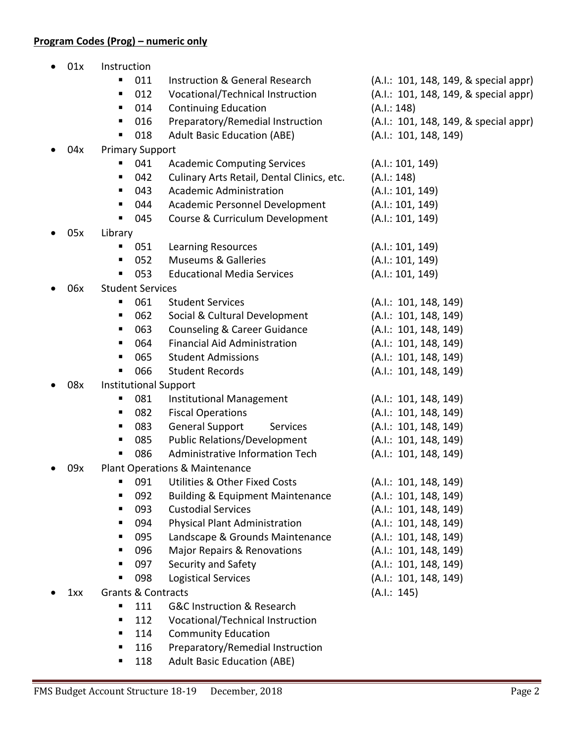**Program Codes (Prog) – numeric only**

- 01x Instruction
  - 011 Instruction & General Research (A.I.: 101, 148, 149, & special appr)
  - 012 Vocational/Technical Instruction (A.I.: 101, 148, 149, & special appr)
  - 014 Continuing Education (A.I.: 148)
  - 016 Preparatory/Remedial Instruction (A.I.: 101, 148, 149, & special appr)
  - 018 Adult Basic Education (ABE) (A.I.: 101, 148, 149)
- 04x Primary Support
  - 041 Academic Computing Services (A.I.: 101, 149)
  - 042 Culinary Arts Retail, Dental Clinics, etc. (A.I.: 148)
  - 043 Academic Administration (A.I.: 101, 149)
  - 044 Academic Personnel Development (A.I.: 101, 149)
  - 045 Course & Curriculum Development (A.I.: 101, 149)
- 05x Library
  - 051 Learning Resources (A.I.: 101, 149)
  - 052 Museums & Galleries (A.I.: 101, 149)
  - 053 Educational Media Services (A.I.: 101, 149)
- 06x Student Services
  - 061 Student Services (A.I.: 101, 148, 149)
  - 062 Social & Cultural Development (A.I.: 101, 148, 149)
  - 063 Counseling & Career Guidance (A.I.: 101, 148, 149)
  - 064 Financial Aid Administration (A.I.: 101, 148, 149)
  - 065 Student Admissions (A.I.: 101, 148, 149)
  - 066 Student Records (A.I.: 101, 148, 149)
- 08x Institutional Support
  - 081 Institutional Management (A.I.: 101, 148, 149)
  - 082 Fiscal Operations (A.I.: 101, 148, 149)
  - 083 General Support Services (A.I.: 101, 148, 149)
  - 085 Public Relations/Development (A.I.: 101, 148, 149)
  - 086 Administrative Information Tech (A.I.: 101, 148, 149)
- 09x Plant Operations & Maintenance
  - 091 Utilities & Other Fixed Costs (A.I.: 101, 148, 149)
  - 092 Building & Equipment Maintenance (A.I.: 101, 148, 149)
  - 093 Custodial Services (A.I.: 101, 148, 149)
  - 094 Physical Plant Administration (A.I.: 101, 148, 149)
  - 095 Landscape & Grounds Maintenance (A.I.: 101, 148, 149)
  - 096 Major Repairs & Renovations (A.I.: 101, 148, 149)
  - 097 Security and Safety (A.I.: 101, 148, 149)
  - 098 Logistical Services (A.I.: 101, 148, 149)
- 1xx Grants & Contracts (A.I.: 145)
  - 111 G&C Instruction & Research
  - 112 Vocational/Technical Instruction
  - 114 Community Education
  - 116 Preparatory/Remedial Instruction
  - 118 Adult Basic Education (ABE)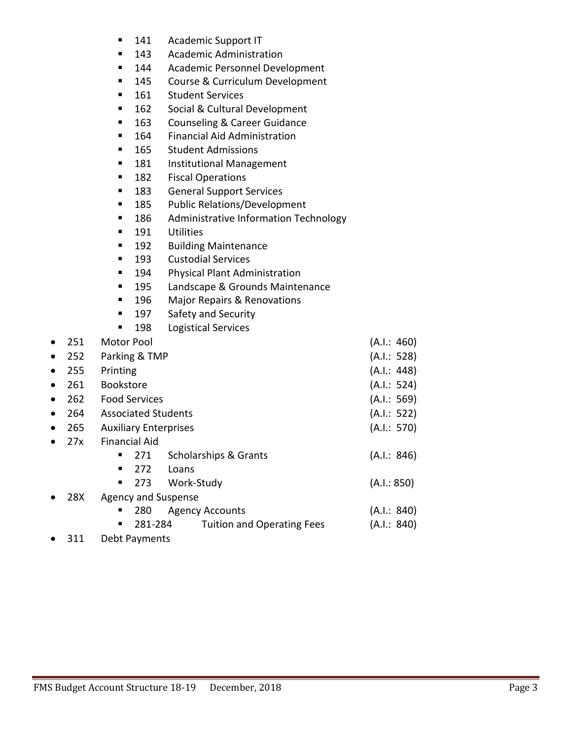- 141 Academic Support IT
  - 143 Academic Administration
  - 144 Academic Personnel Development
  - 145 Course & Curriculum Development
  - 161 Student Services
  - 162 Social & Cultural Development
  - 163 Counseling & Career Guidance
  - 164 Financial Aid Administration
  - 165 Student Admissions
  - 181 Institutional Management
  - 182 Fiscal Operations
  - 183 General Support Services
  - 185 Public Relations/Development
  - 186 Administrative Information Technology
  - 191 Utilities
  - 192 Building Maintenance
  - 193 Custodial Services
  - 194 Physical Plant Administration
  - 195 Landscape & Grounds Maintenance
  - 196 Major Repairs & Renovations
  - 197 Safety and Security
  - 198 Logistical Services
- 251 Motor Pool (A.I.: 460)
- 252 Parking & TMP (A.I.: 528)
- 255 Printing (A.I.: 448)
- 261 Bookstore (A.I.: 524)
- 262 Food Services (A.I.: 569)
- 264 Associated Students (A.I.: 522)
- 265 Auxiliary Enterprises (A.I.: 570)
- 27x Financial Aid
  - 271 Scholarships & Grants (A.I.: 846)
  - 272 Loans
  - 273 Work-Study (A.I.: 850)
- 28X Agency and Suspense
  - 280 Agency Accounts (A.I.: 840)
  - 281-284 Tuition and Operating Fees (A.I.: 840)
- 311 Debt Payments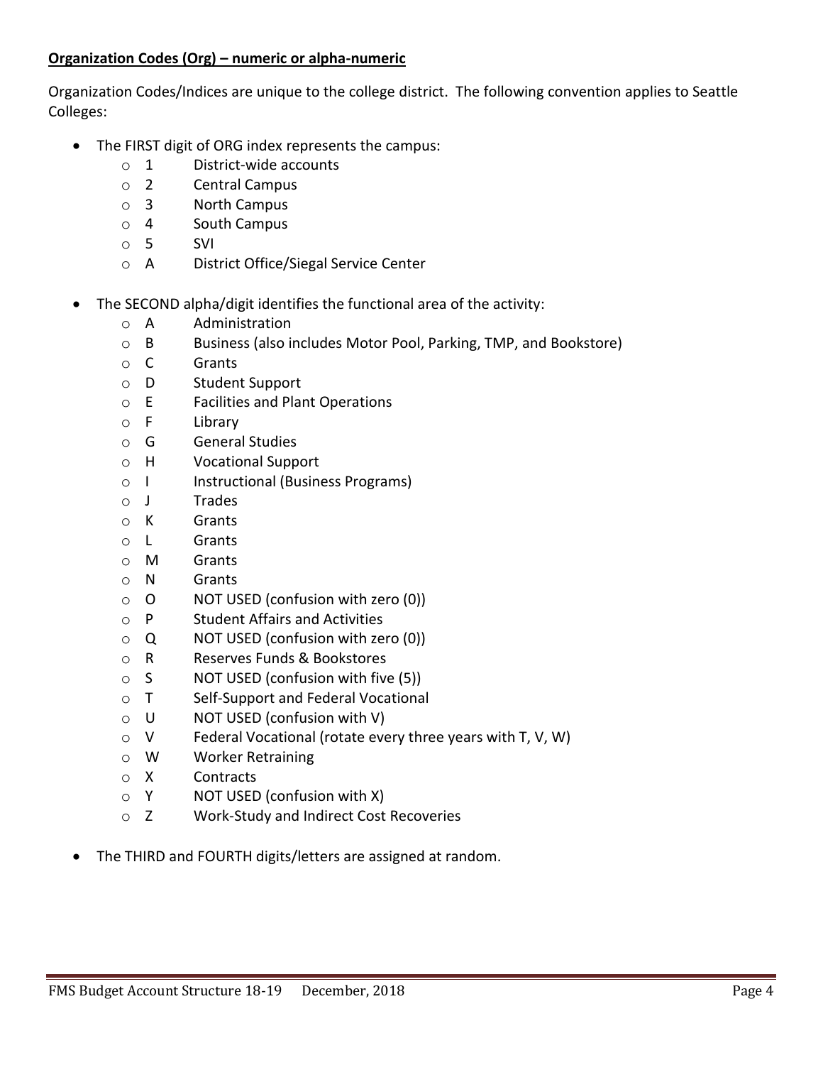**Organization Codes (Org) – numeric or alpha-numeric**

Organization Codes/Indices are unique to the college district. The following convention applies to Seattle Colleges:

- The FIRST digit of ORG index represents the campus:
  - 1 District-wide accounts
  - 2 Central Campus
  - 3 North Campus
  - 4 South Campus
  - 5 SVI
  - A District Office/Siegal Service Center
- The SECOND alpha/digit identifies the functional area of the activity:
  - A Administration
  - B Business (also includes Motor Pool, Parking, TMP, and Bookstore)
  - C Grants
  - D Student Support
  - E Facilities and Plant Operations
  - F Library
  - G General Studies
  - H Vocational Support
  - I Instructional (Business Programs)
  - J Trades
  - K Grants
  - L Grants
  - M Grants
  - N Grants
  - O NOT USED (confusion with zero (0))
  - P Student Affairs and Activities
  - Q NOT USED (confusion with zero (0))
  - R Reserves Funds & Bookstores
  - S NOT USED (confusion with five (5))
  - T Self-Support and Federal Vocational
  - U NOT USED (confusion with V)
  - V Federal Vocational (rotate every three years with T, V, W)
  - W Worker Retraining
  - X Contracts
  - Y NOT USED (confusion with X)
  - Z Work-Study and Indirect Cost Recoveries
- The THIRD and FOURTH digits/letters are assigned at random.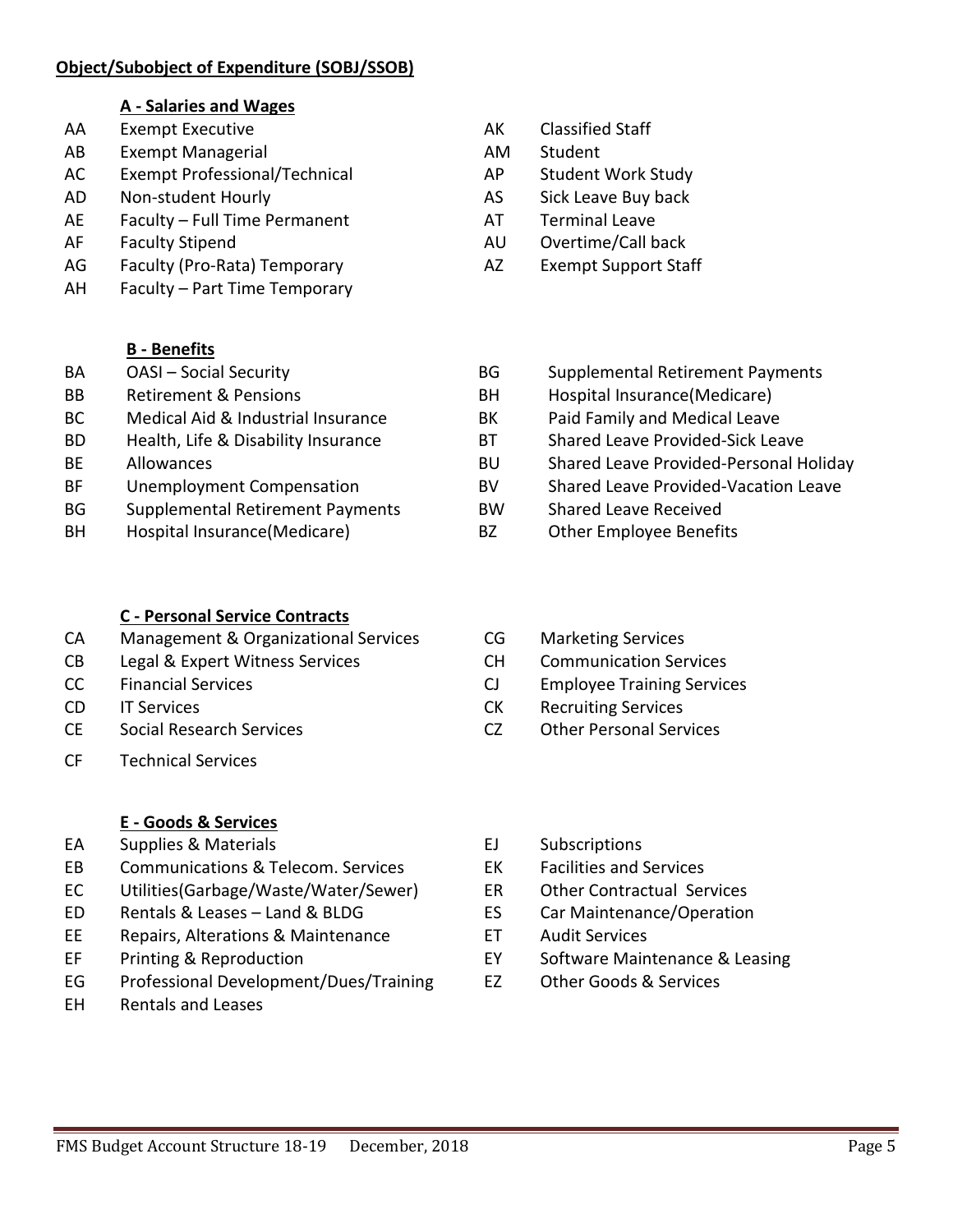**Object/Subobject of Expenditure (SOBJ/SSOB)**

**A - Salaries and Wages**

| Code | Description | Code | Description |
|---|---|---|---|
| AA | Exempt Executive | AK | Classified Staff |
| AB | Exempt Managerial | AM | Student |
| AC | Exempt Professional/Technical | AP | Student Work Study |
| AD | Non-student Hourly | AS | Sick Leave Buy back |
| AE | Faculty – Full Time Permanent | AT | Terminal Leave |
| AF | Faculty Stipend | AU | Overtime/Call back |
| AG | Faculty (Pro-Rata) Temporary | AZ | Exempt Support Staff |
| AH | Faculty – Part Time Temporary | | |

**B - Benefits**

| Code | Description | Code | Description |
|---|---|---|---|
| BA | OASI – Social Security | BG | Supplemental Retirement Payments |
| BB | Retirement & Pensions | BH | Hospital Insurance(Medicare) |
| BC | Medical Aid & Industrial Insurance | BK | Paid Family and Medical Leave |
| BD | Health, Life & Disability Insurance | BT | Shared Leave Provided-Sick Leave |
| BE | Allowances | BU | Shared Leave Provided-Personal Holiday |
| BF | Unemployment Compensation | BV | Shared Leave Provided-Vacation Leave |
| BG | Supplemental Retirement Payments | BW | Shared Leave Received |
| BH | Hospital Insurance(Medicare) | BZ | Other Employee Benefits |

**C - Personal Service Contracts**

| Code | Description | Code | Description |
|---|---|---|---|
| CA | Management & Organizational Services | CG | Marketing Services |
| CB | Legal & Expert Witness Services | CH | Communication Services |
| CC | Financial Services | CJ | Employee Training Services |
| CD | IT Services | CK | Recruiting Services |
| CE | Social Research Services | CZ | Other Personal Services |
| CF | Technical Services | | |

**E - Goods & Services**

| Code | Description | Code | Description |
|---|---|---|---|
| EA | Supplies & Materials | EJ | Subscriptions |
| EB | Communications & Telecom. Services | EK | Facilities and Services |
| EC | Utilities(Garbage/Waste/Water/Sewer) | ER | Other Contractual Services |
| ED | Rentals & Leases – Land & BLDG | ES | Car Maintenance/Operation |
| EE | Repairs, Alterations & Maintenance | ET | Audit Services |
| EF | Printing & Reproduction | EY | Software Maintenance & Leasing |
| EG | Professional Development/Dues/Training | EZ | Other Goods & Services |
| EH | Rentals and Leases | | |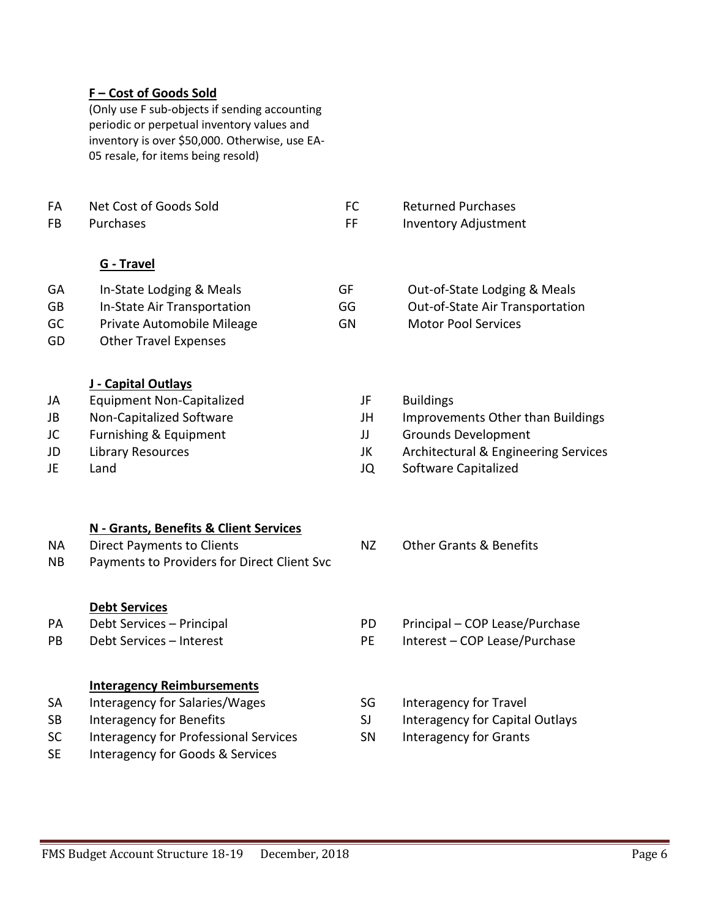**F – Cost of Goods Sold**

(Only use F sub-objects if sending accounting periodic or perpetual inventory values and inventory is over $50,000. Otherwise, use EA-05 resale, for items being resold)

| | | | |
|---|---|---|---|
| FA | Net Cost of Goods Sold | FC | Returned Purchases |
| FB | Purchases | FF | Inventory Adjustment |

**G - Travel**

| | | | |
|---|---|---|---|
| GA | In-State Lodging & Meals | GF | Out-of-State Lodging & Meals |
| GB | In-State Air Transportation | GG | Out-of-State Air Transportation |
| GC | Private Automobile Mileage | GN | Motor Pool Services |
| GD | Other Travel Expenses | | |

**J - Capital Outlays**

| | | | |
|---|---|---|---|
| JA | Equipment Non-Capitalized | JF | Buildings |
| JB | Non-Capitalized Software | JH | Improvements Other than Buildings |
| JC | Furnishing & Equipment | JJ | Grounds Development |
| JD | Library Resources | JK | Architectural & Engineering Services |
| JE | Land | JQ | Software Capitalized |

**N - Grants, Benefits & Client Services**

| | | | |
|---|---|---|---|
| NA | Direct Payments to Clients | NZ | Other Grants & Benefits |
| NB | Payments to Providers for Direct Client Svc | | |

**Debt Services**

| | | | |
|---|---|---|---|
| PA | Debt Services – Principal | PD | Principal – COP Lease/Purchase |
| PB | Debt Services – Interest | PE | Interest – COP Lease/Purchase |

**Interagency Reimbursements**

| | | | |
|---|---|---|---|
| SA | Interagency for Salaries/Wages | SG | Interagency for Travel |
| SB | Interagency for Benefits | SJ | Interagency for Capital Outlays |
| SC | Interagency for Professional Services | SN | Interagency for Grants |
| SE | Interagency for Goods & Services | | |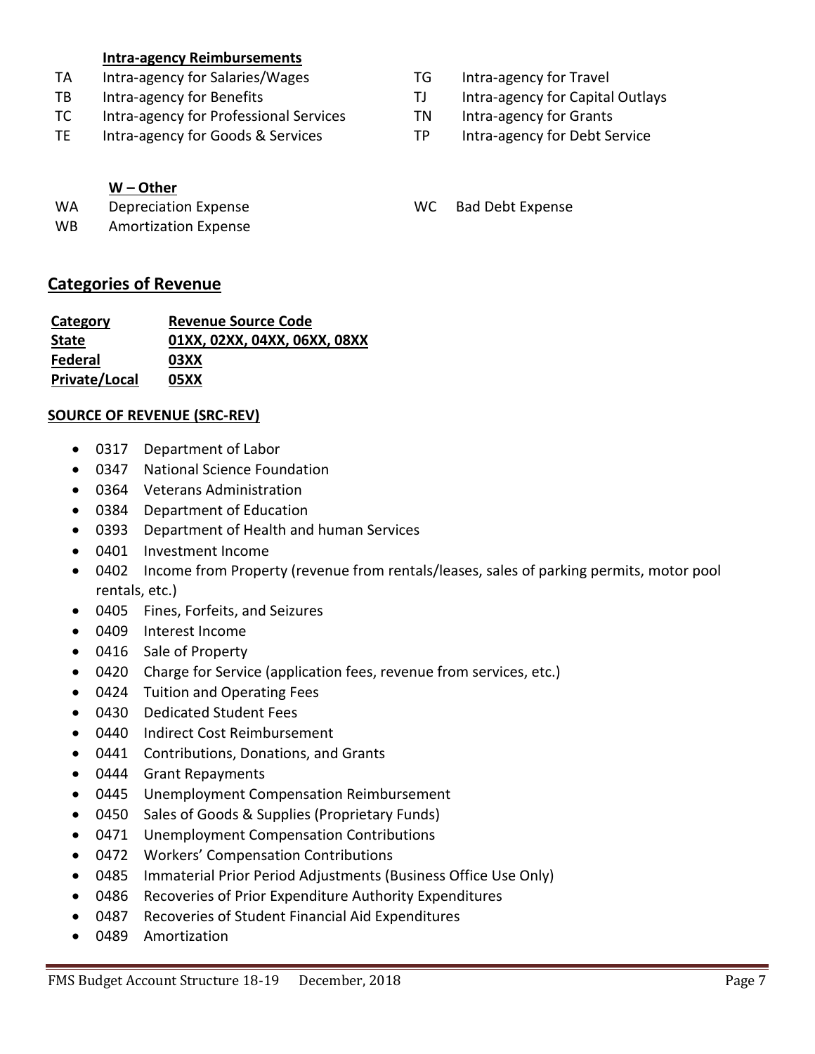**Intra-agency Reimbursements**

| | | | |
|---|---|---|---|
| TA | Intra-agency for Salaries/Wages | TG | Intra-agency for Travel |
| TB | Intra-agency for Benefits | TJ | Intra-agency for Capital Outlays |
| TC | Intra-agency for Professional Services | TN | Intra-agency for Grants |
| TE | Intra-agency for Goods & Services | TP | Intra-agency for Debt Service |

**W – Other**

| | | | |
|---|---|---|---|
| WA | Depreciation Expense | WC | Bad Debt Expense |
| WB | Amortization Expense | | |

## Categories of Revenue

| Category | Revenue Source Code |
|---|---|
| **State** | **01XX, 02XX, 04XX, 06XX, 08XX** |
| **Federal** | **03XX** |
| **Private/Local** | **05XX** |

**SOURCE OF REVENUE (SRC-REV)**

- 0317 Department of Labor
- 0347 National Science Foundation
- 0364 Veterans Administration
- 0384 Department of Education
- 0393 Department of Health and human Services
- 0401 Investment Income
- 0402 Income from Property (revenue from rentals/leases, sales of parking permits, motor pool rentals, etc.)
- 0405 Fines, Forfeits, and Seizures
- 0409 Interest Income
- 0416 Sale of Property
- 0420 Charge for Service (application fees, revenue from services, etc.)
- 0424 Tuition and Operating Fees
- 0430 Dedicated Student Fees
- 0440 Indirect Cost Reimbursement
- 0441 Contributions, Donations, and Grants
- 0444 Grant Repayments
- 0445 Unemployment Compensation Reimbursement
- 0450 Sales of Goods & Supplies (Proprietary Funds)
- 0471 Unemployment Compensation Contributions
- 0472 Workers' Compensation Contributions
- 0485 Immaterial Prior Period Adjustments (Business Office Use Only)
- 0486 Recoveries of Prior Expenditure Authority Expenditures
- 0487 Recoveries of Student Financial Aid Expenditures
- 0489 Amortization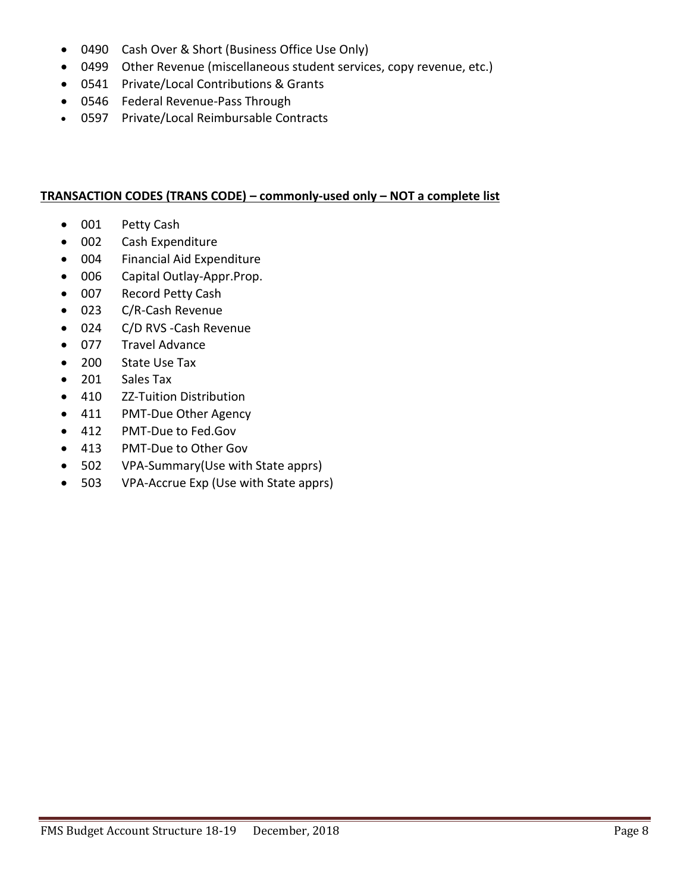- 0490 Cash Over & Short (Business Office Use Only)
- 0499 Other Revenue (miscellaneous student services, copy revenue, etc.)
- 0541 Private/Local Contributions & Grants
- 0546 Federal Revenue-Pass Through
- 0597 Private/Local Reimbursable Contracts

**TRANSACTION CODES (TRANS CODE) – commonly-used only – NOT a complete list**

- 001 Petty Cash
- 002 Cash Expenditure
- 004 Financial Aid Expenditure
- 006 Capital Outlay-Appr.Prop.
- 007 Record Petty Cash
- 023 C/R-Cash Revenue
- 024 C/D RVS -Cash Revenue
- 077 Travel Advance
- 200 State Use Tax
- 201 Sales Tax
- 410 ZZ-Tuition Distribution
- 411 PMT-Due Other Agency
- 412 PMT-Due to Fed.Gov
- 413 PMT-Due to Other Gov
- 502 VPA-Summary(Use with State apprs)
- 503 VPA-Accrue Exp (Use with State apprs)